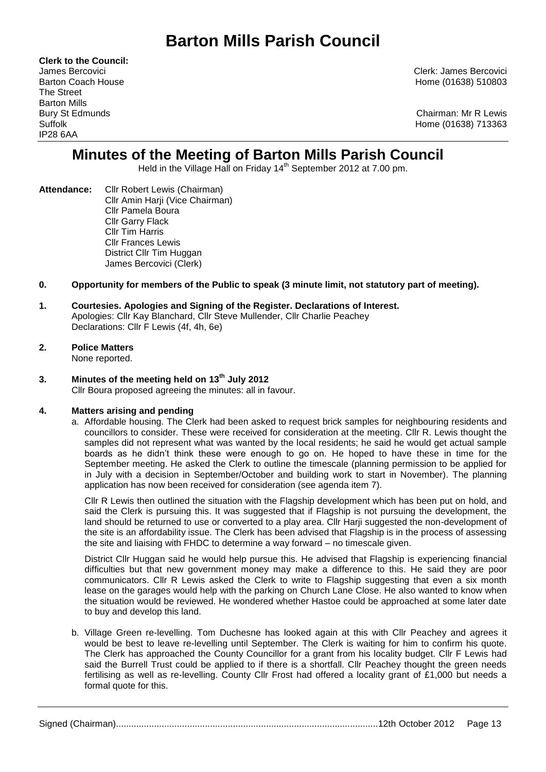# Barton Mills Parish Council

**Clerk to the Council:**
James Bercovici
Barton Coach House
The Street
Barton Mills
Bury St Edmunds
Suffolk
IP28 6AA

Clerk: James Bercovici
Home (01638) 510803

Chairman: Mr R Lewis
Home (01638) 713363

## Minutes of the Meeting of Barton Mills Parish Council

Held in the Village Hall on Friday 14th September 2012 at 7.00 pm.

**Attendance:** Cllr Robert Lewis (Chairman)
Cllr Amin Harji (Vice Chairman)
Cllr Pamela Boura
Cllr Garry Flack
Cllr Tim Harris
Cllr Frances Lewis
District Cllr Tim Huggan
James Bercovici (Clerk)

**0. Opportunity for members of the Public to speak (3 minute limit, not statutory part of meeting).**

**1. Courtesies. Apologies and Signing of the Register. Declarations of Interest.**
Apologies: Cllr Kay Blanchard, Cllr Steve Mullender, Cllr Charlie Peachey
Declarations: Cllr F Lewis (4f, 4h, 6e)

**2. Police Matters**
None reported.

**3. Minutes of the meeting held on 13th July 2012**
Cllr Boura proposed agreeing the minutes: all in favour.

**4. Matters arising and pending**

a. Affordable housing. The Clerk had been asked to request brick samples for neighbouring residents and councillors to consider. These were received for consideration at the meeting. Cllr R. Lewis thought the samples did not represent what was wanted by the local residents; he said he would get actual sample boards as he didn't think these were enough to go on. He hoped to have these in time for the September meeting. He asked the Clerk to outline the timescale (planning permission to be applied for in July with a decision in September/October and building work to start in November). The planning application has now been received for consideration (see agenda item 7).

Cllr R Lewis then outlined the situation with the Flagship development which has been put on hold, and said the Clerk is pursuing this. It was suggested that if Flagship is not pursuing the development, the land should be returned to use or converted to a play area. Cllr Harji suggested the non-development of the site is an affordability issue. The Clerk has been advised that Flagship is in the process of assessing the site and liaising with FHDC to determine a way forward – no timescale given.

District Cllr Huggan said he would help pursue this. He advised that Flagship is experiencing financial difficulties but that new government money may make a difference to this. He said they are poor communicators. Cllr R Lewis asked the Clerk to write to Flagship suggesting that even a six month lease on the garages would help with the parking on Church Lane Close. He also wanted to know when the situation would be reviewed. He wondered whether Hastoe could be approached at some later date to buy and develop this land.

b. Village Green re-levelling. Tom Duchesne has looked again at this with Cllr Peachey and agrees it would be best to leave re-levelling until September. The Clerk is waiting for him to confirm his quote. The Clerk has approached the County Councillor for a grant from his locality budget. Cllr F Lewis had said the Burrell Trust could be applied to if there is a shortfall. Cllr Peachey thought the green needs fertilising as well as re-levelling. County Cllr Frost had offered a locality grant of £1,000 but needs a formal quote for this.

Signed (Chairman)........................................................................................................12th October 2012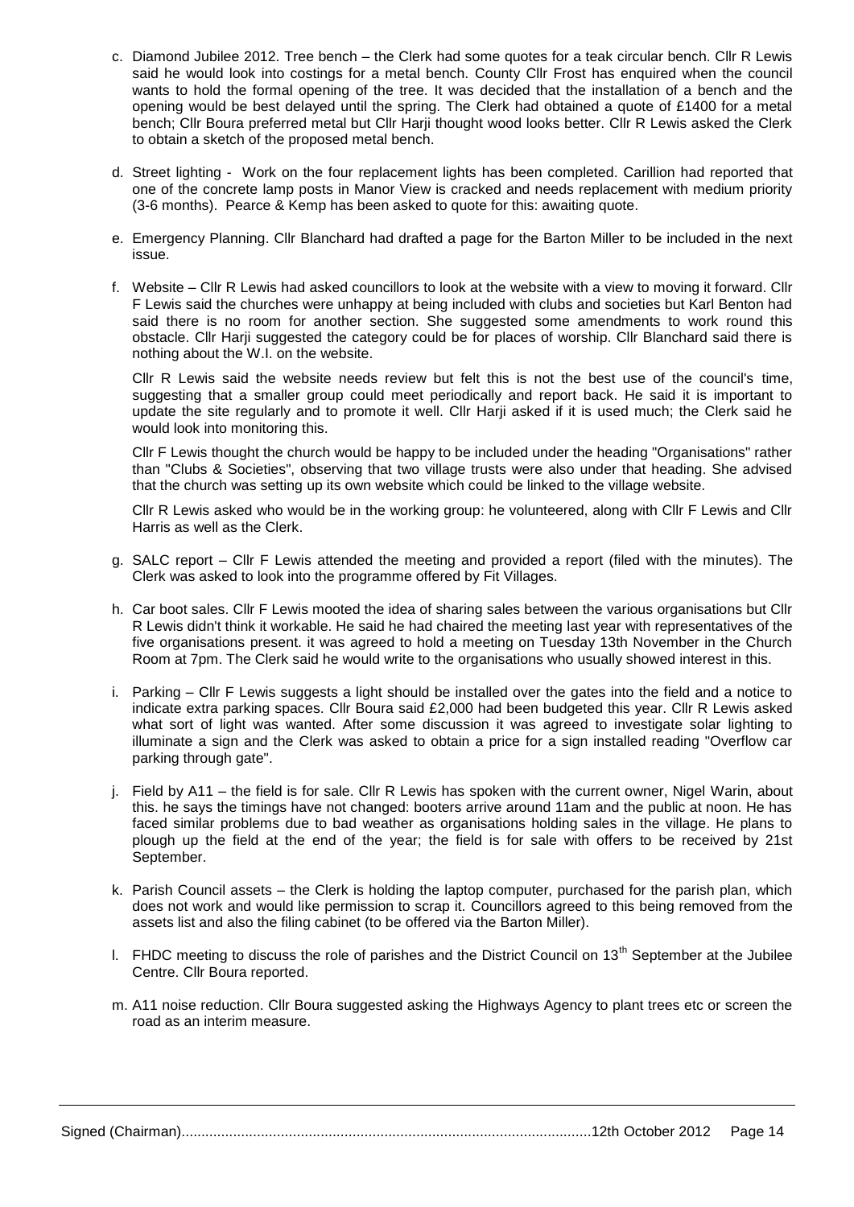c. Diamond Jubilee 2012. Tree bench – the Clerk had some quotes for a teak circular bench. Cllr R Lewis said he would look into costings for a metal bench. County Cllr Frost has enquired when the council wants to hold the formal opening of the tree. It was decided that the installation of a bench and the opening would be best delayed until the spring. The Clerk had obtained a quote of £1400 for a metal bench; Cllr Boura preferred metal but Cllr Harji thought wood looks better. Cllr R Lewis asked the Clerk to obtain a sketch of the proposed metal bench.

d. Street lighting - Work on the four replacement lights has been completed. Carillion had reported that one of the concrete lamp posts in Manor View is cracked and needs replacement with medium priority (3-6 months). Pearce & Kemp has been asked to quote for this: awaiting quote.

e. Emergency Planning. Cllr Blanchard had drafted a page for the Barton Miller to be included in the next issue.

f. Website – Cllr R Lewis had asked councillors to look at the website with a view to moving it forward. Cllr F Lewis said the churches were unhappy at being included with clubs and societies but Karl Benton had said there is no room for another section. She suggested some amendments to work round this obstacle. Cllr Harji suggested the category could be for places of worship. Cllr Blanchard said there is nothing about the W.I. on the website.

   Cllr R Lewis said the website needs review but felt this is not the best use of the council's time, suggesting that a smaller group could meet periodically and report back. He said it is important to update the site regularly and to promote it well. Cllr Harji asked if it is used much; the Clerk said he would look into monitoring this.

   Cllr F Lewis thought the church would be happy to be included under the heading "Organisations" rather than "Clubs & Societies", observing that two village trusts were also under that heading. She advised that the church was setting up its own website which could be linked to the village website.

   Cllr R Lewis asked who would be in the working group: he volunteered, along with Cllr F Lewis and Cllr Harris as well as the Clerk.

g. SALC report – Cllr F Lewis attended the meeting and provided a report (filed with the minutes). The Clerk was asked to look into the programme offered by Fit Villages.

h. Car boot sales. Cllr F Lewis mooted the idea of sharing sales between the various organisations but Cllr R Lewis didn't think it workable. He said he had chaired the meeting last year with representatives of the five organisations present. it was agreed to hold a meeting on Tuesday 13th November in the Church Room at 7pm. The Clerk said he would write to the organisations who usually showed interest in this.

i. Parking – Cllr F Lewis suggests a light should be installed over the gates into the field and a notice to indicate extra parking spaces. Cllr Boura said £2,000 had been budgeted this year. Cllr R Lewis asked what sort of light was wanted. After some discussion it was agreed to investigate solar lighting to illuminate a sign and the Clerk was asked to obtain a price for a sign installed reading "Overflow car parking through gate".

j. Field by A11 – the field is for sale. Cllr R Lewis has spoken with the current owner, Nigel Warin, about this. he says the timings have not changed: booters arrive around 11am and the public at noon. He has faced similar problems due to bad weather as organisations holding sales in the village. He plans to plough up the field at the end of the year; the field is for sale with offers to be received by 21st September.

k. Parish Council assets – the Clerk is holding the laptop computer, purchased for the parish plan, which does not work and would like permission to scrap it. Councillors agreed to this being removed from the assets list and also the filing cabinet (to be offered via the Barton Miller).

l. FHDC meeting to discuss the role of parishes and the District Council on 13th September at the Jubilee Centre. Cllr Boura reported.

m. A11 noise reduction. Cllr Boura suggested asking the Highways Agency to plant trees etc or screen the road as an interim measure.

Signed (Chairman)........................................................................................................12th October 2012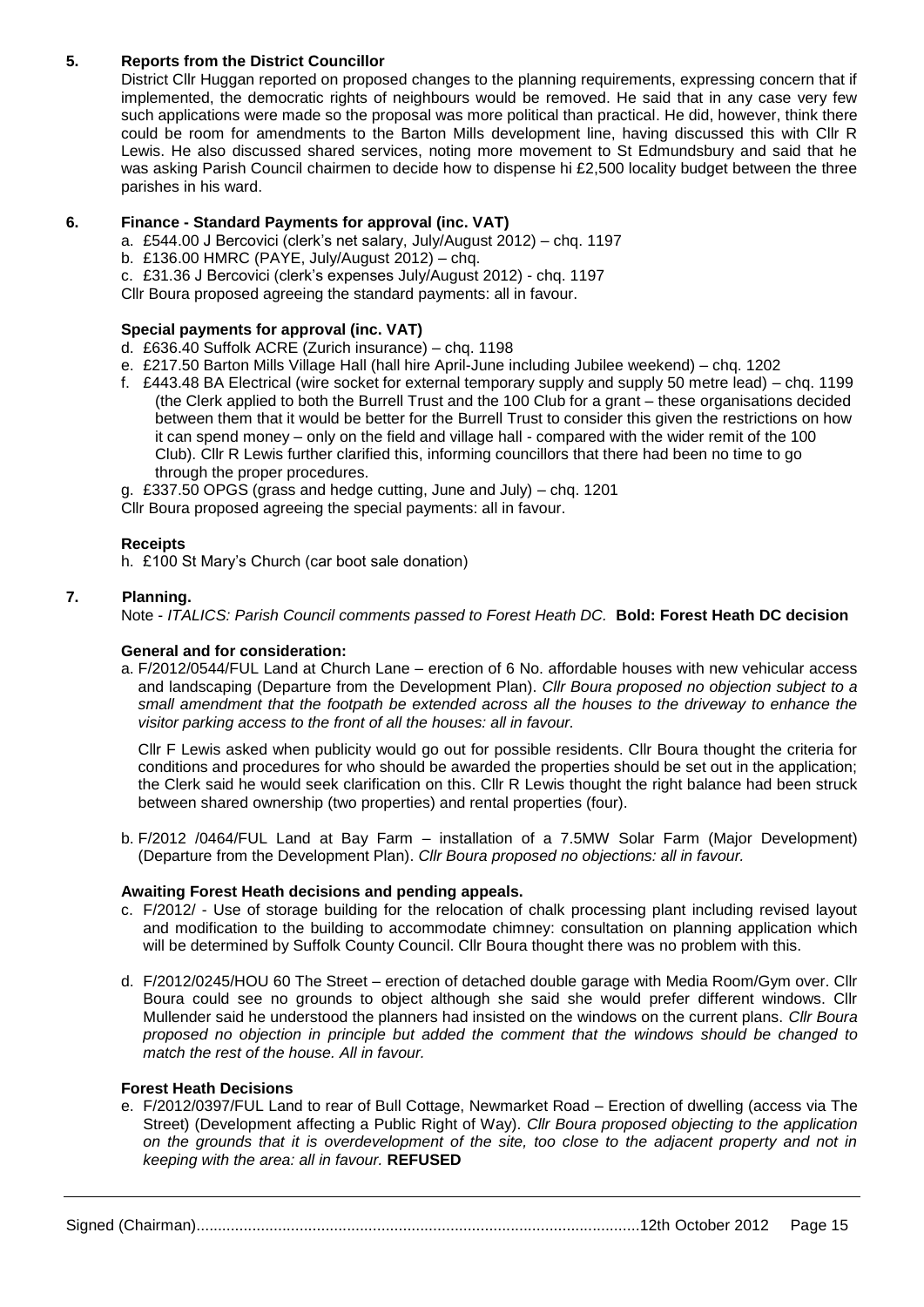## 5. Reports from the District Councillor

District Cllr Huggan reported on proposed changes to the planning requirements, expressing concern that if implemented, the democratic rights of neighbours would be removed. He said that in any case very few such applications were made so the proposal was more political than practical. He did, however, think there could be room for amendments to the Barton Mills development line, having discussed this with Cllr R Lewis. He also discussed shared services, noting more movement to St Edmundsbury and said that he was asking Parish Council chairmen to decide how to dispense hi £2,500 locality budget between the three parishes in his ward.

## 6. Finance - Standard Payments for approval (inc. VAT)

a. £544.00 J Bercovici (clerk's net salary, July/August 2012) – chq. 1197
b. £136.00 HMRC (PAYE, July/August 2012) – chq.
c. £31.36 J Bercovici (clerk's expenses July/August 2012) - chq. 1197

Cllr Boura proposed agreeing the standard payments: all in favour.

### Special payments for approval (inc. VAT)

d. £636.40 Suffolk ACRE (Zurich insurance) – chq. 1198
e. £217.50 Barton Mills Village Hall (hall hire April-June including Jubilee weekend) – chq. 1202
f. £443.48 BA Electrical (wire socket for external temporary supply and supply 50 metre lead) – chq. 1199 (the Clerk applied to both the Burrell Trust and the 100 Club for a grant – these organisations decided between them that it would be better for the Burrell Trust to consider this given the restrictions on how it can spend money – only on the field and village hall - compared with the wider remit of the 100 Club). Cllr R Lewis further clarified this, informing councillors that there had been no time to go through the proper procedures.
g. £337.50 OPGS (grass and hedge cutting, June and July) – chq. 1201

Cllr Boura proposed agreeing the special payments: all in favour.

### Receipts

h. £100 St Mary's Church (car boot sale donation)

## 7. Planning.

Note - *ITALICS: Parish Council comments passed to Forest Heath DC.* **Bold: Forest Heath DC decision**

### General and for consideration:

a. F/2012/0544/FUL Land at Church Lane – erection of 6 No. affordable houses with new vehicular access and landscaping (Departure from the Development Plan). *Cllr Boura proposed no objection subject to a small amendment that the footpath be extended across all the houses to the driveway to enhance the visitor parking access to the front of all the houses: all in favour.*

   Cllr F Lewis asked when publicity would go out for possible residents. Cllr Boura thought the criteria for conditions and procedures for who should be awarded the properties should be set out in the application; the Clerk said he would seek clarification on this. Cllr R Lewis thought the right balance had been struck between shared ownership (two properties) and rental properties (four).

b. F/2012 /0464/FUL Land at Bay Farm – installation of a 7.5MW Solar Farm (Major Development) (Departure from the Development Plan). *Cllr Boura proposed no objections: all in favour.*

### Awaiting Forest Heath decisions and pending appeals.

c. F/2012/ - Use of storage building for the relocation of chalk processing plant including revised layout and modification to the building to accommodate chimney: consultation on planning application which will be determined by Suffolk County Council. Cllr Boura thought there was no problem with this.

d. F/2012/0245/HOU 60 The Street – erection of detached double garage with Media Room/Gym over. Cllr Boura could see no grounds to object although she said she would prefer different windows. Cllr Mullender said he understood the planners had insisted on the windows on the current plans. *Cllr Boura proposed no objection in principle but added the comment that the windows should be changed to match the rest of the house. All in favour.*

### Forest Heath Decisions

e. F/2012/0397/FUL Land to rear of Bull Cottage, Newmarket Road – Erection of dwelling (access via The Street) (Development affecting a Public Right of Way). *Cllr Boura proposed objecting to the application on the grounds that it is overdevelopment of the site, too close to the adjacent property and not in keeping with the area: all in favour.* **REFUSED**

Signed (Chairman)........................................................................................................12th October 2012 Page 15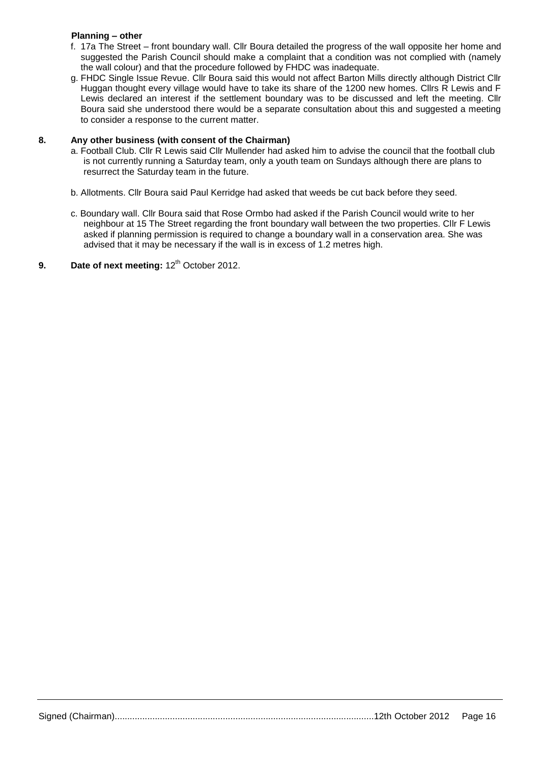**Planning – other**

f. 17a The Street – front boundary wall. Cllr Boura detailed the progress of the wall opposite her home and suggested the Parish Council should make a complaint that a condition was not complied with (namely the wall colour) and that the procedure followed by FHDC was inadequate.

g. FHDC Single Issue Revue. Cllr Boura said this would not affect Barton Mills directly although District Cllr Huggan thought every village would have to take its share of the 1200 new homes. Cllrs R Lewis and F Lewis declared an interest if the settlement boundary was to be discussed and left the meeting. Cllr Boura said she understood there would be a separate consultation about this and suggested a meeting to consider a response to the current matter.

**8. Any other business (with consent of the Chairman)**

a. Football Club. Cllr R Lewis said Cllr Mullender had asked him to advise the council that the football club is not currently running a Saturday team, only a youth team on Sundays although there are plans to resurrect the Saturday team in the future.

b. Allotments. Cllr Boura said Paul Kerridge had asked that weeds be cut back before they seed.

c. Boundary wall. Cllr Boura said that Rose Ormbo had asked if the Parish Council would write to her neighbour at 15 The Street regarding the front boundary wall between the two properties. Cllr F Lewis asked if planning permission is required to change a boundary wall in a conservation area. She was advised that it may be necessary if the wall is in excess of 1.2 metres high.

**9. Date of next meeting:** 12th October 2012.

Signed (Chairman)........................................................................................................12th October 2012